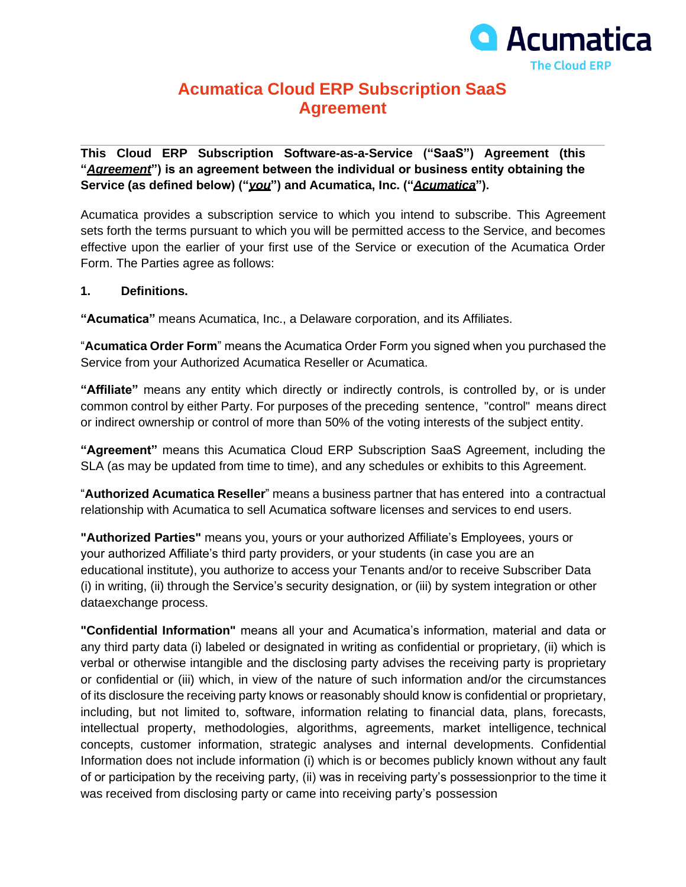# Acumatica Cloud ERP Subscription SaaS Agreement

**This Cloud ERP Subscription Software-as-a-Service ("SaaS") Agreement (this "*Agreement*") is an agreement between the individual or business entity obtaining the Service (as defined below) ("*you*") and Acumatica, Inc. ("*Acumatica*").**

Acumatica provides a subscription service to which you intend to subscribe. This Agreement sets forth the terms pursuant to which you will be permitted access to the Service, and becomes effective upon the earlier of your first use of the Service or execution of the Acumatica Order Form. The Parties agree as follows:

## 1. Definitions.

**"Acumatica"** means Acumatica, Inc., a Delaware corporation, and its Affiliates.

"**Acumatica Order Form**" means the Acumatica Order Form you signed when you purchased the Service from your Authorized Acumatica Reseller or Acumatica.

**"Affiliate"** means any entity which directly or indirectly controls, is controlled by, or is under common control by either Party. For purposes of the preceding sentence, "control" means direct or indirect ownership or control of more than 50% of the voting interests of the subject entity.

**"Agreement"** means this Acumatica Cloud ERP Subscription SaaS Agreement, including the SLA (as may be updated from time to time), and any schedules or exhibits to this Agreement.

"**Authorized Acumatica Reseller**" means a business partner that has entered into a contractual relationship with Acumatica to sell Acumatica software licenses and services to end users.

**"Authorized Parties"** means you, yours or your authorized Affiliate's Employees, yours or your authorized Affiliate's third party providers, or your students (in case you are an educational institute), you authorize to access your Tenants and/or to receive Subscriber Data (i) in writing, (ii) through the Service's security designation, or (iii) by system integration or other dataexchange process.

**"Confidential Information"** means all your and Acumatica's information, material and data or any third party data (i) labeled or designated in writing as confidential or proprietary, (ii) which is verbal or otherwise intangible and the disclosing party advises the receiving party is proprietary or confidential or (iii) which, in view of the nature of such information and/or the circumstances of its disclosure the receiving party knows or reasonably should know is confidential or proprietary, including, but not limited to, software, information relating to financial data, plans, forecasts, intellectual property, methodologies, algorithms, agreements, market intelligence, technical concepts, customer information, strategic analyses and internal developments. Confidential Information does not include information (i) which is or becomes publicly known without any fault of or participation by the receiving party, (ii) was in receiving party's possessionprior to the time it was received from disclosing party or came into receiving party's possession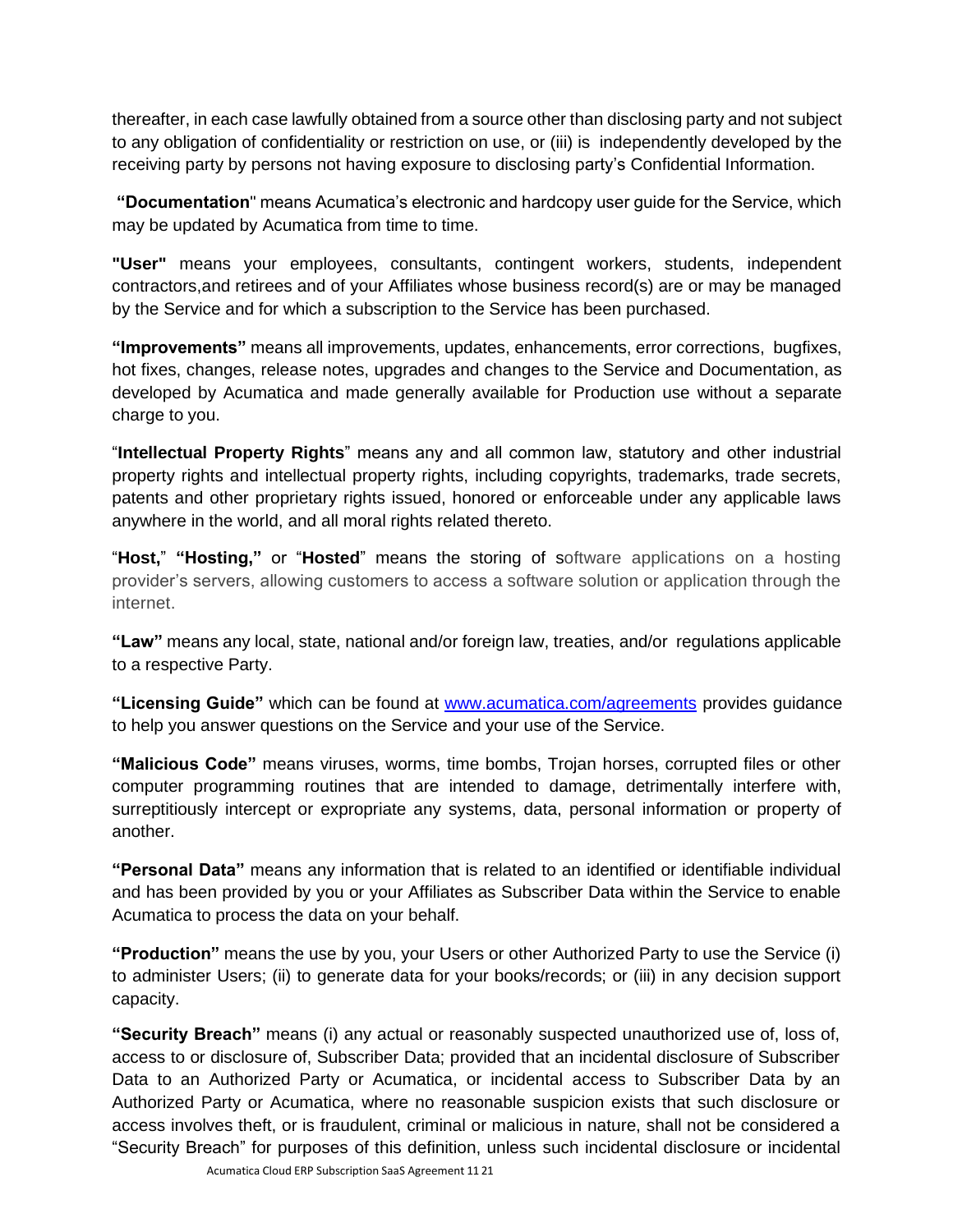thereafter, in each case lawfully obtained from a source other than disclosing party and not subject to any obligation of confidentiality or restriction on use, or (iii) is independently developed by the receiving party by persons not having exposure to disclosing party's Confidential Information.

**"Documentation**" means Acumatica's electronic and hardcopy user guide for the Service, which may be updated by Acumatica from time to time.

**"User"** means your employees, consultants, contingent workers, students, independent contractors,and retirees and of your Affiliates whose business record(s) are or may be managed by the Service and for which a subscription to the Service has been purchased.

**"Improvements"** means all improvements, updates, enhancements, error corrections, bugfixes, hot fixes, changes, release notes, upgrades and changes to the Service and Documentation, as developed by Acumatica and made generally available for Production use without a separate charge to you.

"**Intellectual Property Rights**" means any and all common law, statutory and other industrial property rights and intellectual property rights, including copyrights, trademarks, trade secrets, patents and other proprietary rights issued, honored or enforceable under any applicable laws anywhere in the world, and all moral rights related thereto.

"**Host,**" **"Hosting,"** or "**Hosted**" means the storing of software applications on a hosting provider's servers, allowing customers to access a software solution or application through the internet.

**"Law"** means any local, state, national and/or foreign law, treaties, and/or regulations applicable to a respective Party.

**"Licensing Guide"** which can be found at [www.acumatica.com/agreements](http://www.acumatica.com/agreements) provides guidance to help you answer questions on the Service and your use of the Service.

**"Malicious Code"** means viruses, worms, time bombs, Trojan horses, corrupted files or other computer programming routines that are intended to damage, detrimentally interfere with, surreptitiously intercept or expropriate any systems, data, personal information or property of another.

**"Personal Data"** means any information that is related to an identified or identifiable individual and has been provided by you or your Affiliates as Subscriber Data within the Service to enable Acumatica to process the data on your behalf.

**"Production"** means the use by you, your Users or other Authorized Party to use the Service (i) to administer Users; (ii) to generate data for your books/records; or (iii) in any decision support capacity.

**"Security Breach"** means (i) any actual or reasonably suspected unauthorized use of, loss of, access to or disclosure of, Subscriber Data; provided that an incidental disclosure of Subscriber Data to an Authorized Party or Acumatica, or incidental access to Subscriber Data by an Authorized Party or Acumatica, where no reasonable suspicion exists that such disclosure or access involves theft, or is fraudulent, criminal or malicious in nature, shall not be considered a "Security Breach" for purposes of this definition, unless such incidental disclosure or incidental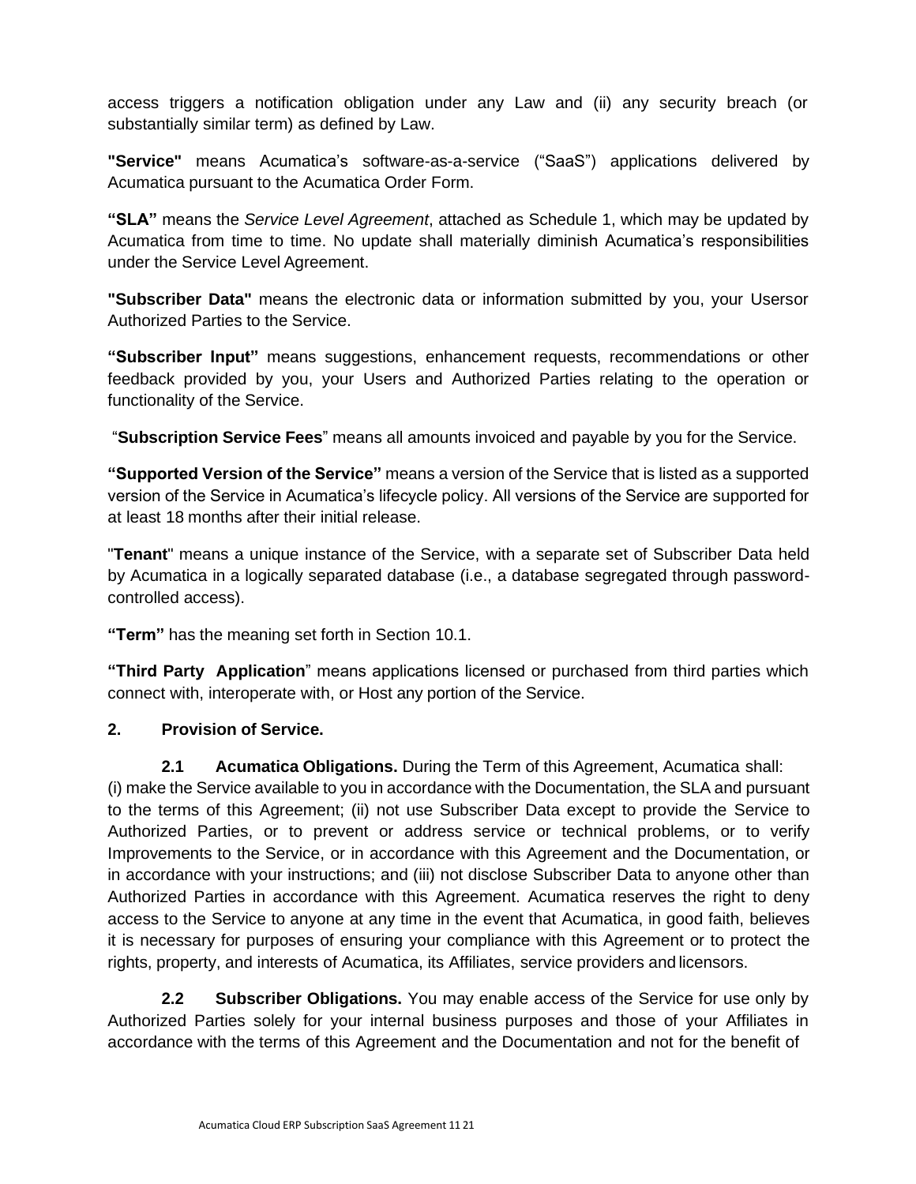access triggers a notification obligation under any Law and (ii) any security breach (or substantially similar term) as defined by Law.

**"Service"** means Acumatica's software-as-a-service ("SaaS") applications delivered by Acumatica pursuant to the Acumatica Order Form.

**"SLA"** means the *Service Level Agreement*, attached as Schedule 1, which may be updated by Acumatica from time to time. No update shall materially diminish Acumatica's responsibilities under the Service Level Agreement.

**"Subscriber Data"** means the electronic data or information submitted by you, your Usersor Authorized Parties to the Service.

**"Subscriber Input"** means suggestions, enhancement requests, recommendations or other feedback provided by you, your Users and Authorized Parties relating to the operation or functionality of the Service.

"**Subscription Service Fees**" means all amounts invoiced and payable by you for the Service.

**"Supported Version of the Service"** means a version of the Service that is listed as a supported version of the Service in Acumatica's lifecycle policy. All versions of the Service are supported for at least 18 months after their initial release.

"**Tenant**" means a unique instance of the Service, with a separate set of Subscriber Data held by Acumatica in a logically separated database (i.e., a database segregated through password-controlled access).

**"Term"** has the meaning set forth in Section 10.1.

**"Third Party Application**" means applications licensed or purchased from third parties which connect with, interoperate with, or Host any portion of the Service.

## 2. Provision of Service.

**2.1 Acumatica Obligations.** During the Term of this Agreement, Acumatica shall: (i) make the Service available to you in accordance with the Documentation, the SLA and pursuant to the terms of this Agreement; (ii) not use Subscriber Data except to provide the Service to Authorized Parties, or to prevent or address service or technical problems, or to verify Improvements to the Service, or in accordance with this Agreement and the Documentation, or in accordance with your instructions; and (iii) not disclose Subscriber Data to anyone other than Authorized Parties in accordance with this Agreement. Acumatica reserves the right to deny access to the Service to anyone at any time in the event that Acumatica, in good faith, believes it is necessary for purposes of ensuring your compliance with this Agreement or to protect the rights, property, and interests of Acumatica, its Affiliates, service providers and licensors.

**2.2 Subscriber Obligations.** You may enable access of the Service for use only by Authorized Parties solely for your internal business purposes and those of your Affiliates in accordance with the terms of this Agreement and the Documentation and not for the benefit of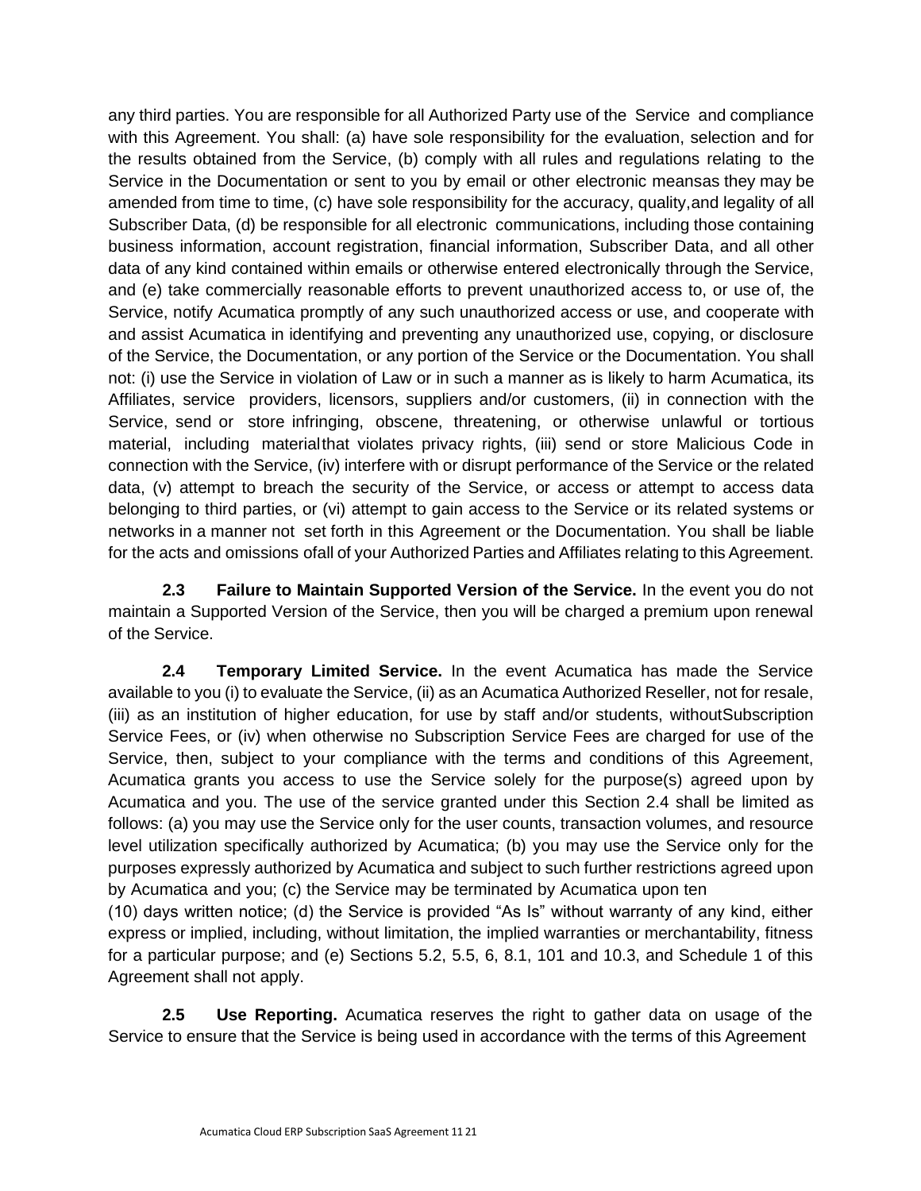any third parties. You are responsible for all Authorized Party use of the Service and compliance with this Agreement. You shall: (a) have sole responsibility for the evaluation, selection and for the results obtained from the Service, (b) comply with all rules and regulations relating to the Service in the Documentation or sent to you by email or other electronic meansas they may be amended from time to time, (c) have sole responsibility for the accuracy, quality,and legality of all Subscriber Data, (d) be responsible for all electronic communications, including those containing business information, account registration, financial information, Subscriber Data, and all other data of any kind contained within emails or otherwise entered electronically through the Service, and (e) take commercially reasonable efforts to prevent unauthorized access to, or use of, the Service, notify Acumatica promptly of any such unauthorized access or use, and cooperate with and assist Acumatica in identifying and preventing any unauthorized use, copying, or disclosure of the Service, the Documentation, or any portion of the Service or the Documentation. You shall not: (i) use the Service in violation of Law or in such a manner as is likely to harm Acumatica, its Affiliates, service providers, licensors, suppliers and/or customers, (ii) in connection with the Service, send or store infringing, obscene, threatening, or otherwise unlawful or tortious material, including materialthat violates privacy rights, (iii) send or store Malicious Code in connection with the Service, (iv) interfere with or disrupt performance of the Service or the related data, (v) attempt to breach the security of the Service, or access or attempt to access data belonging to third parties, or (vi) attempt to gain access to the Service or its related systems or networks in a manner not set forth in this Agreement or the Documentation. You shall be liable for the acts and omissions ofall of your Authorized Parties and Affiliates relating to this Agreement.

**2.3 Failure to Maintain Supported Version of the Service.** In the event you do not maintain a Supported Version of the Service, then you will be charged a premium upon renewal of the Service.

**2.4 Temporary Limited Service.** In the event Acumatica has made the Service available to you (i) to evaluate the Service, (ii) as an Acumatica Authorized Reseller, not for resale, (iii) as an institution of higher education, for use by staff and/or students, withoutSubscription Service Fees, or (iv) when otherwise no Subscription Service Fees are charged for use of the Service, then, subject to your compliance with the terms and conditions of this Agreement, Acumatica grants you access to use the Service solely for the purpose(s) agreed upon by Acumatica and you. The use of the service granted under this Section 2.4 shall be limited as follows: (a) you may use the Service only for the user counts, transaction volumes, and resource level utilization specifically authorized by Acumatica; (b) you may use the Service only for the purposes expressly authorized by Acumatica and subject to such further restrictions agreed upon by Acumatica and you; (c) the Service may be terminated by Acumatica upon ten (10) days written notice; (d) the Service is provided "As Is" without warranty of any kind, either express or implied, including, without limitation, the implied warranties or merchantability, fitness for a particular purpose; and (e) Sections 5.2, 5.5, 6, 8.1, 101 and 10.3, and Schedule 1 of this Agreement shall not apply.

**2.5 Use Reporting.** Acumatica reserves the right to gather data on usage of the Service to ensure that the Service is being used in accordance with the terms of this Agreement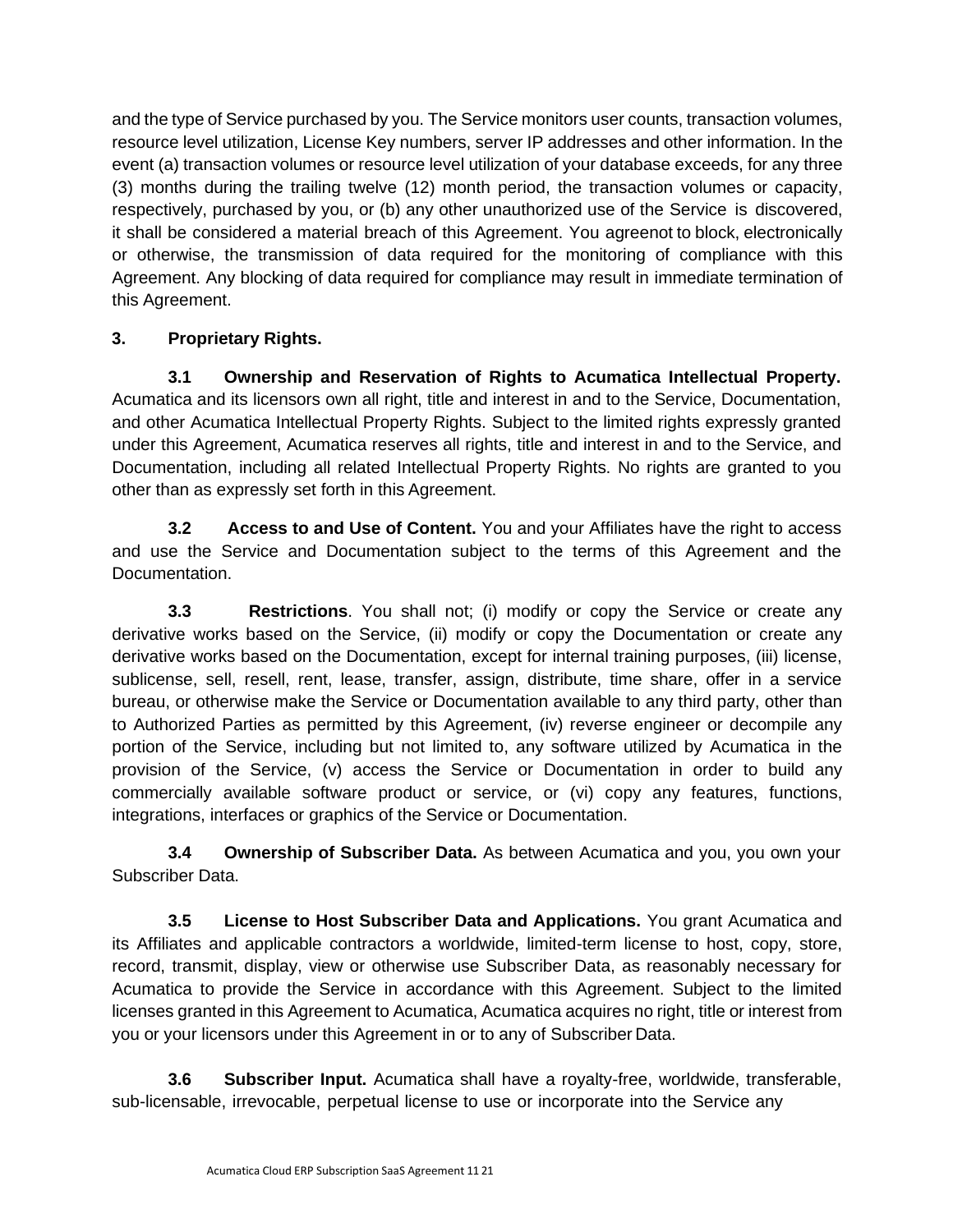and the type of Service purchased by you. The Service monitors user counts, transaction volumes, resource level utilization, License Key numbers, server IP addresses and other information. In the event (a) transaction volumes or resource level utilization of your database exceeds, for any three (3) months during the trailing twelve (12) month period, the transaction volumes or capacity, respectively, purchased by you, or (b) any other unauthorized use of the Service is discovered, it shall be considered a material breach of this Agreement. You agreenot to block, electronically or otherwise, the transmission of data required for the monitoring of compliance with this Agreement. Any blocking of data required for compliance may result in immediate termination of this Agreement.

**3. Proprietary Rights.**

**3.1 Ownership and Reservation of Rights to Acumatica Intellectual Property.** Acumatica and its licensors own all right, title and interest in and to the Service, Documentation, and other Acumatica Intellectual Property Rights. Subject to the limited rights expressly granted under this Agreement, Acumatica reserves all rights, title and interest in and to the Service, and Documentation, including all related Intellectual Property Rights. No rights are granted to you other than as expressly set forth in this Agreement.

**3.2 Access to and Use of Content.** You and your Affiliates have the right to access and use the Service and Documentation subject to the terms of this Agreement and the Documentation.

**3.3 Restrictions**. You shall not; (i) modify or copy the Service or create any derivative works based on the Service, (ii) modify or copy the Documentation or create any derivative works based on the Documentation, except for internal training purposes, (iii) license, sublicense, sell, resell, rent, lease, transfer, assign, distribute, time share, offer in a service bureau, or otherwise make the Service or Documentation available to any third party, other than to Authorized Parties as permitted by this Agreement, (iv) reverse engineer or decompile any portion of the Service, including but not limited to, any software utilized by Acumatica in the provision of the Service, (v) access the Service or Documentation in order to build any commercially available software product or service, or (vi) copy any features, functions, integrations, interfaces or graphics of the Service or Documentation.

**3.4 Ownership of Subscriber Data.** As between Acumatica and you, you own your Subscriber Data.

**3.5 License to Host Subscriber Data and Applications.** You grant Acumatica and its Affiliates and applicable contractors a worldwide, limited-term license to host, copy, store, record, transmit, display, view or otherwise use Subscriber Data, as reasonably necessary for Acumatica to provide the Service in accordance with this Agreement. Subject to the limited licenses granted in this Agreement to Acumatica, Acumatica acquires no right, title or interest from you or your licensors under this Agreement in or to any of Subscriber Data.

**3.6 Subscriber Input.** Acumatica shall have a royalty-free, worldwide, transferable, sub-licensable, irrevocable, perpetual license to use or incorporate into the Service any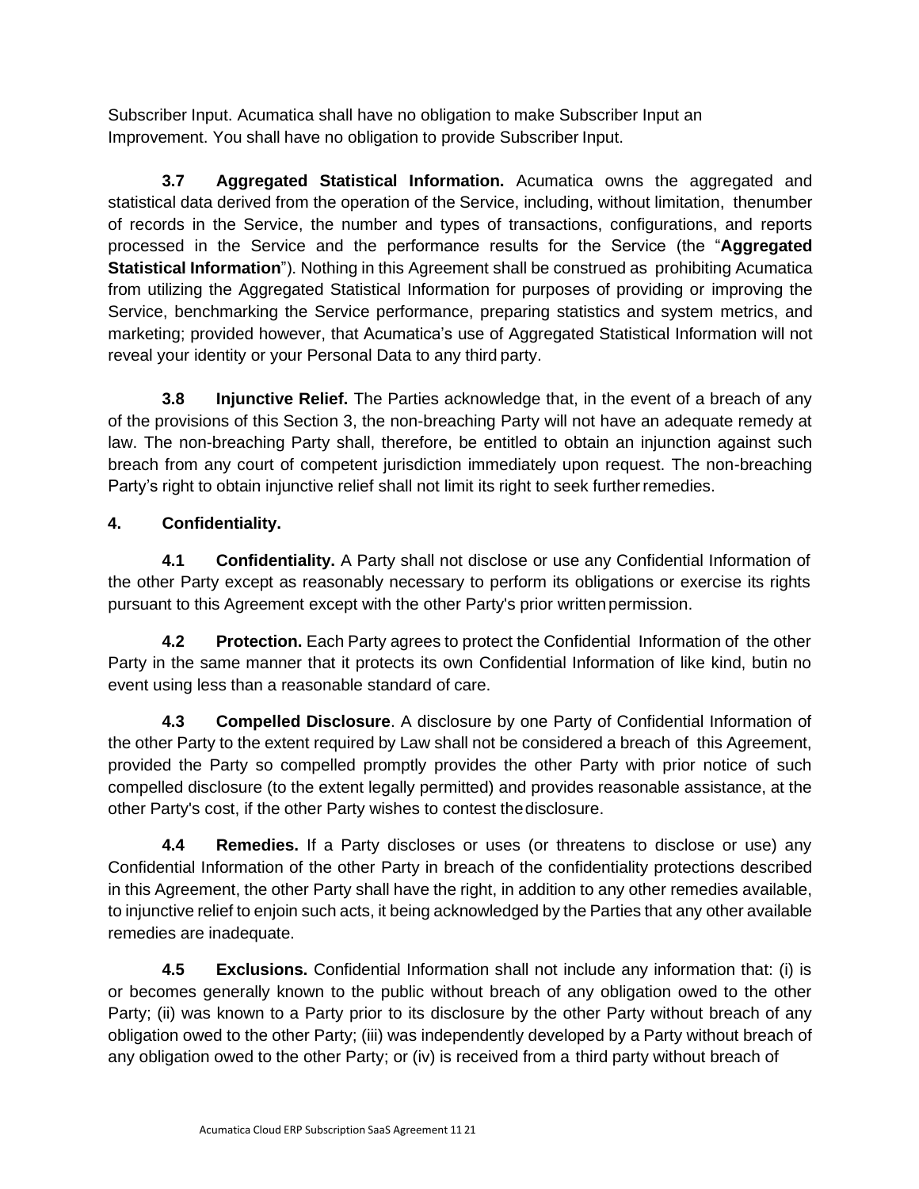Subscriber Input. Acumatica shall have no obligation to make Subscriber Input an Improvement. You shall have no obligation to provide Subscriber Input.

**3.7 Aggregated Statistical Information.** Acumatica owns the aggregated and statistical data derived from the operation of the Service, including, without limitation, thenumber of records in the Service, the number and types of transactions, configurations, and reports processed in the Service and the performance results for the Service (the "**Aggregated Statistical Information**"). Nothing in this Agreement shall be construed as prohibiting Acumatica from utilizing the Aggregated Statistical Information for purposes of providing or improving the Service, benchmarking the Service performance, preparing statistics and system metrics, and marketing; provided however, that Acumatica's use of Aggregated Statistical Information will not reveal your identity or your Personal Data to any third party.

**3.8 Injunctive Relief.** The Parties acknowledge that, in the event of a breach of any of the provisions of this Section 3, the non-breaching Party will not have an adequate remedy at law. The non-breaching Party shall, therefore, be entitled to obtain an injunction against such breach from any court of competent jurisdiction immediately upon request. The non-breaching Party's right to obtain injunctive relief shall not limit its right to seek further remedies.

## 4. Confidentiality.

**4.1 Confidentiality.** A Party shall not disclose or use any Confidential Information of the other Party except as reasonably necessary to perform its obligations or exercise its rights pursuant to this Agreement except with the other Party's prior written permission.

**4.2 Protection.** Each Party agrees to protect the Confidential Information of the other Party in the same manner that it protects its own Confidential Information of like kind, butin no event using less than a reasonable standard of care.

**4.3 Compelled Disclosure**. A disclosure by one Party of Confidential Information of the other Party to the extent required by Law shall not be considered a breach of this Agreement, provided the Party so compelled promptly provides the other Party with prior notice of such compelled disclosure (to the extent legally permitted) and provides reasonable assistance, at the other Party's cost, if the other Party wishes to contest thedisclosure.

**4.4 Remedies.** If a Party discloses or uses (or threatens to disclose or use) any Confidential Information of the other Party in breach of the confidentiality protections described in this Agreement, the other Party shall have the right, in addition to any other remedies available, to injunctive relief to enjoin such acts, it being acknowledged by the Parties that any other available remedies are inadequate.

**4.5 Exclusions.** Confidential Information shall not include any information that: (i) is or becomes generally known to the public without breach of any obligation owed to the other Party; (ii) was known to a Party prior to its disclosure by the other Party without breach of any obligation owed to the other Party; (iii) was independently developed by a Party without breach of any obligation owed to the other Party; or (iv) is received from a third party without breach of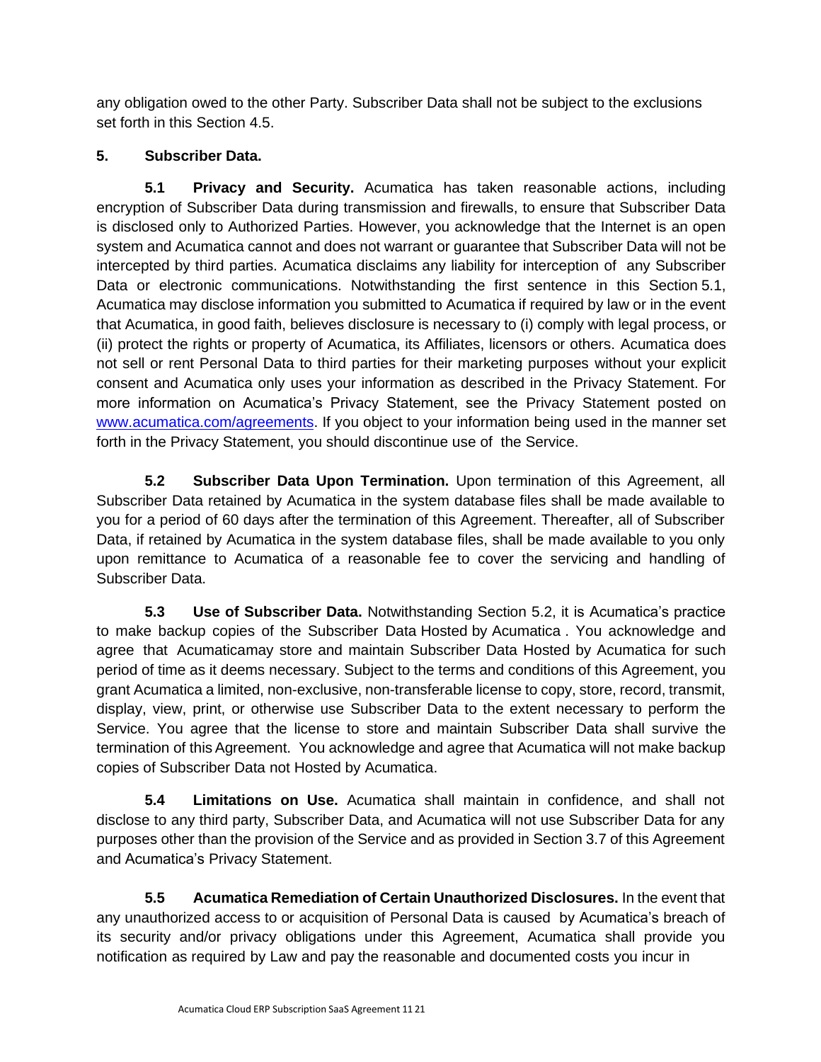any obligation owed to the other Party. Subscriber Data shall not be subject to the exclusions set forth in this Section 4.5.

**5. Subscriber Data.**

**5.1 Privacy and Security.** Acumatica has taken reasonable actions, including encryption of Subscriber Data during transmission and firewalls, to ensure that Subscriber Data is disclosed only to Authorized Parties. However, you acknowledge that the Internet is an open system and Acumatica cannot and does not warrant or guarantee that Subscriber Data will not be intercepted by third parties. Acumatica disclaims any liability for interception of any Subscriber Data or electronic communications. Notwithstanding the first sentence in this Section 5.1, Acumatica may disclose information you submitted to Acumatica if required by law or in the event that Acumatica, in good faith, believes disclosure is necessary to (i) comply with legal process, or (ii) protect the rights or property of Acumatica, its Affiliates, licensors or others. Acumatica does not sell or rent Personal Data to third parties for their marketing purposes without your explicit consent and Acumatica only uses your information as described in the Privacy Statement. For more information on Acumatica's Privacy Statement, see the Privacy Statement posted on www.acumatica.com/agreements. If you object to your information being used in the manner set forth in the Privacy Statement, you should discontinue use of the Service.

**5.2 Subscriber Data Upon Termination.** Upon termination of this Agreement, all Subscriber Data retained by Acumatica in the system database files shall be made available to you for a period of 60 days after the termination of this Agreement. Thereafter, all of Subscriber Data, if retained by Acumatica in the system database files, shall be made available to you only upon remittance to Acumatica of a reasonable fee to cover the servicing and handling of Subscriber Data.

**5.3 Use of Subscriber Data.** Notwithstanding Section 5.2, it is Acumatica's practice to make backup copies of the Subscriber Data Hosted by Acumatica . You acknowledge and agree that Acumaticamay store and maintain Subscriber Data Hosted by Acumatica for such period of time as it deems necessary. Subject to the terms and conditions of this Agreement, you grant Acumatica a limited, non-exclusive, non-transferable license to copy, store, record, transmit, display, view, print, or otherwise use Subscriber Data to the extent necessary to perform the Service. You agree that the license to store and maintain Subscriber Data shall survive the termination of this Agreement. You acknowledge and agree that Acumatica will not make backup copies of Subscriber Data not Hosted by Acumatica.

**5.4 Limitations on Use.** Acumatica shall maintain in confidence, and shall not disclose to any third party, Subscriber Data, and Acumatica will not use Subscriber Data for any purposes other than the provision of the Service and as provided in Section 3.7 of this Agreement and Acumatica's Privacy Statement.

**5.5 Acumatica Remediation of Certain Unauthorized Disclosures.** In the event that any unauthorized access to or acquisition of Personal Data is caused by Acumatica's breach of its security and/or privacy obligations under this Agreement, Acumatica shall provide you notification as required by Law and pay the reasonable and documented costs you incur in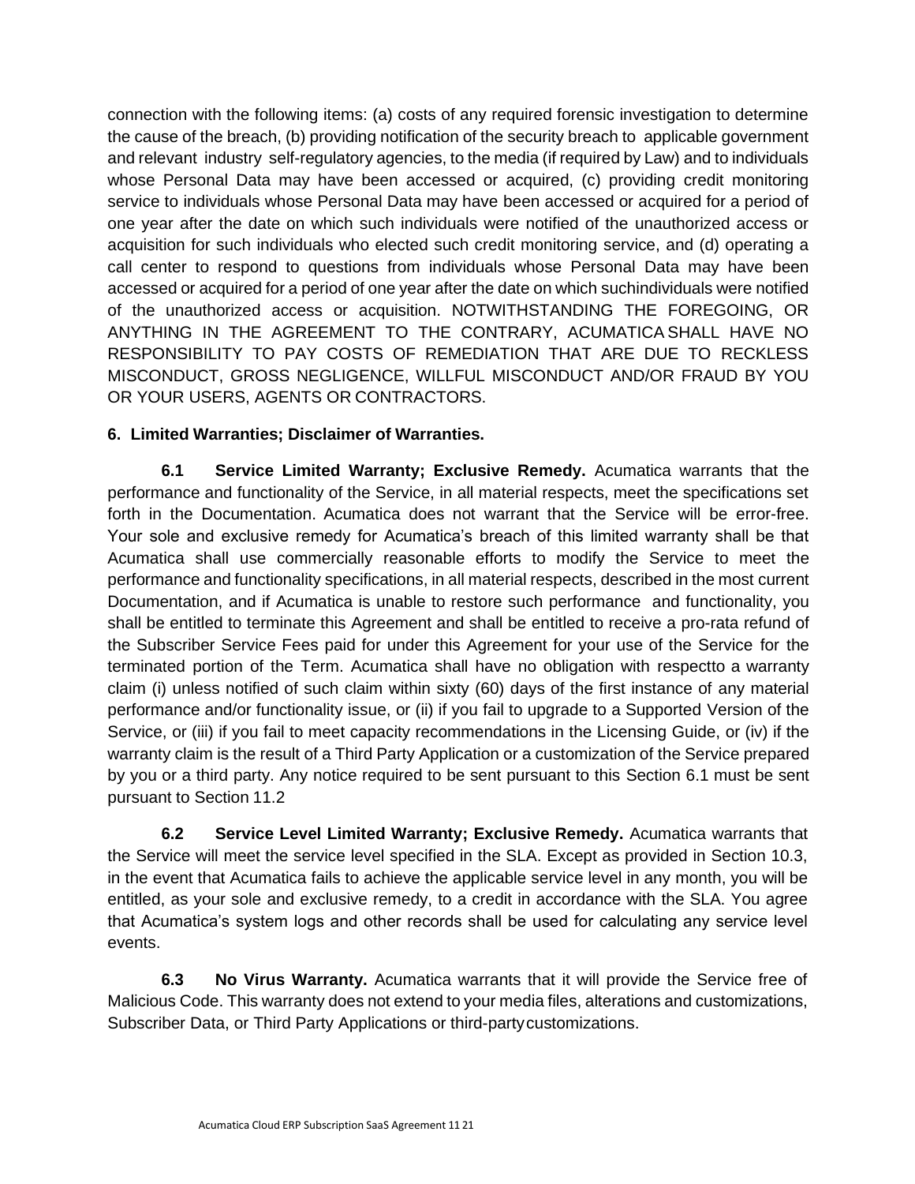connection with the following items: (a) costs of any required forensic investigation to determine the cause of the breach, (b) providing notification of the security breach to applicable government and relevant industry self-regulatory agencies, to the media (if required by Law) and to individuals whose Personal Data may have been accessed or acquired, (c) providing credit monitoring service to individuals whose Personal Data may have been accessed or acquired for a period of one year after the date on which such individuals were notified of the unauthorized access or acquisition for such individuals who elected such credit monitoring service, and (d) operating a call center to respond to questions from individuals whose Personal Data may have been accessed or acquired for a period of one year after the date on which suchindividuals were notified of the unauthorized access or acquisition. NOTWITHSTANDING THE FOREGOING, OR ANYTHING IN THE AGREEMENT TO THE CONTRARY, ACUMATICA SHALL HAVE NO RESPONSIBILITY TO PAY COSTS OF REMEDIATION THAT ARE DUE TO RECKLESS MISCONDUCT, GROSS NEGLIGENCE, WILLFUL MISCONDUCT AND/OR FRAUD BY YOU OR YOUR USERS, AGENTS OR CONTRACTORS.

**6. Limited Warranties; Disclaimer of Warranties.**

**6.1 Service Limited Warranty; Exclusive Remedy.** Acumatica warrants that the performance and functionality of the Service, in all material respects, meet the specifications set forth in the Documentation. Acumatica does not warrant that the Service will be error-free. Your sole and exclusive remedy for Acumatica's breach of this limited warranty shall be that Acumatica shall use commercially reasonable efforts to modify the Service to meet the performance and functionality specifications, in all material respects, described in the most current Documentation, and if Acumatica is unable to restore such performance and functionality, you shall be entitled to terminate this Agreement and shall be entitled to receive a pro-rata refund of the Subscriber Service Fees paid for under this Agreement for your use of the Service for the terminated portion of the Term. Acumatica shall have no obligation with respectto a warranty claim (i) unless notified of such claim within sixty (60) days of the first instance of any material performance and/or functionality issue, or (ii) if you fail to upgrade to a Supported Version of the Service, or (iii) if you fail to meet capacity recommendations in the Licensing Guide, or (iv) if the warranty claim is the result of a Third Party Application or a customization of the Service prepared by you or a third party. Any notice required to be sent pursuant to this Section 6.1 must be sent pursuant to Section 11.2

**6.2 Service Level Limited Warranty; Exclusive Remedy.** Acumatica warrants that the Service will meet the service level specified in the SLA. Except as provided in Section 10.3, in the event that Acumatica fails to achieve the applicable service level in any month, you will be entitled, as your sole and exclusive remedy, to a credit in accordance with the SLA. You agree that Acumatica's system logs and other records shall be used for calculating any service level events.

**6.3 No Virus Warranty.** Acumatica warrants that it will provide the Service free of Malicious Code. This warranty does not extend to your media files, alterations and customizations, Subscriber Data, or Third Party Applications or third-partycustomizations.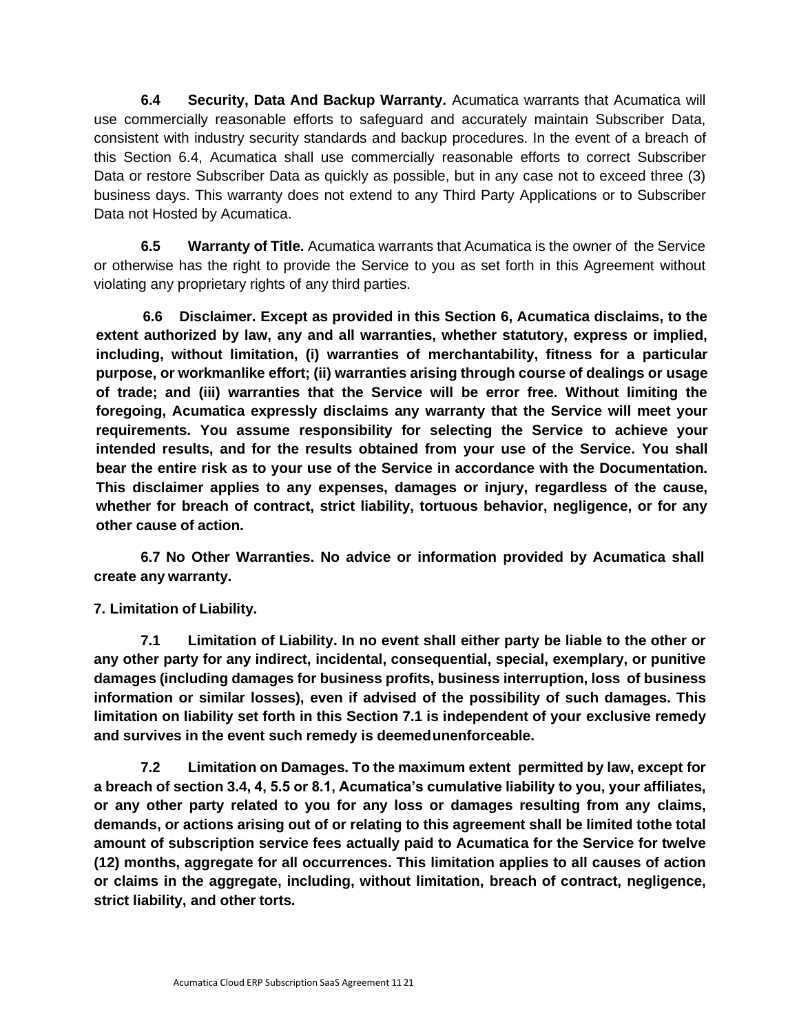**6.4 Security, Data And Backup Warranty.** Acumatica warrants that Acumatica will use commercially reasonable efforts to safeguard and accurately maintain Subscriber Data, consistent with industry security standards and backup procedures. In the event of a breach of this Section 6.4, Acumatica shall use commercially reasonable efforts to correct Subscriber Data or restore Subscriber Data as quickly as possible, but in any case not to exceed three (3) business days. This warranty does not extend to any Third Party Applications or to Subscriber Data not Hosted by Acumatica.

**6.5 Warranty of Title.** Acumatica warrants that Acumatica is the owner of the Service or otherwise has the right to provide the Service to you as set forth in this Agreement without violating any proprietary rights of any third parties.

**6.6 Disclaimer. Except as provided in this Section 6, Acumatica disclaims, to the extent authorized by law, any and all warranties, whether statutory, express or implied, including, without limitation, (i) warranties of merchantability, fitness for a particular purpose, or workmanlike effort; (ii) warranties arising through course of dealings or usage of trade; and (iii) warranties that the Service will be error free. Without limiting the foregoing, Acumatica expressly disclaims any warranty that the Service will meet your requirements. You assume responsibility for selecting the Service to achieve your intended results, and for the results obtained from your use of the Service. You shall bear the entire risk as to your use of the Service in accordance with the Documentation. This disclaimer applies to any expenses, damages or injury, regardless of the cause, whether for breach of contract, strict liability, tortuous behavior, negligence, or for any other cause of action.**

**6.7 No Other Warranties. No advice or information provided by Acumatica shall create any warranty.**

**7. Limitation of Liability.**

**7.1 Limitation of Liability. In no event shall either party be liable to the other or any other party for any indirect, incidental, consequential, special, exemplary, or punitive damages (including damages for business profits, business interruption, loss of business information or similar losses), even if advised of the possibility of such damages. This limitation on liability set forth in this Section 7.1 is independent of your exclusive remedy and survives in the event such remedy is deemedunenforceable.**

**7.2 Limitation on Damages. To the maximum extent permitted by law, except for a breach of section 3.4, 4, 5.5 or 8.1, Acumatica's cumulative liability to you, your affiliates, or any other party related to you for any loss or damages resulting from any claims, demands, or actions arising out of or relating to this agreement shall be limited tothe total amount of subscription service fees actually paid to Acumatica for the Service for twelve (12) months, aggregate for all occurrences. This limitation applies to all causes of action or claims in the aggregate, including, without limitation, breach of contract, negligence, strict liability, and other torts.**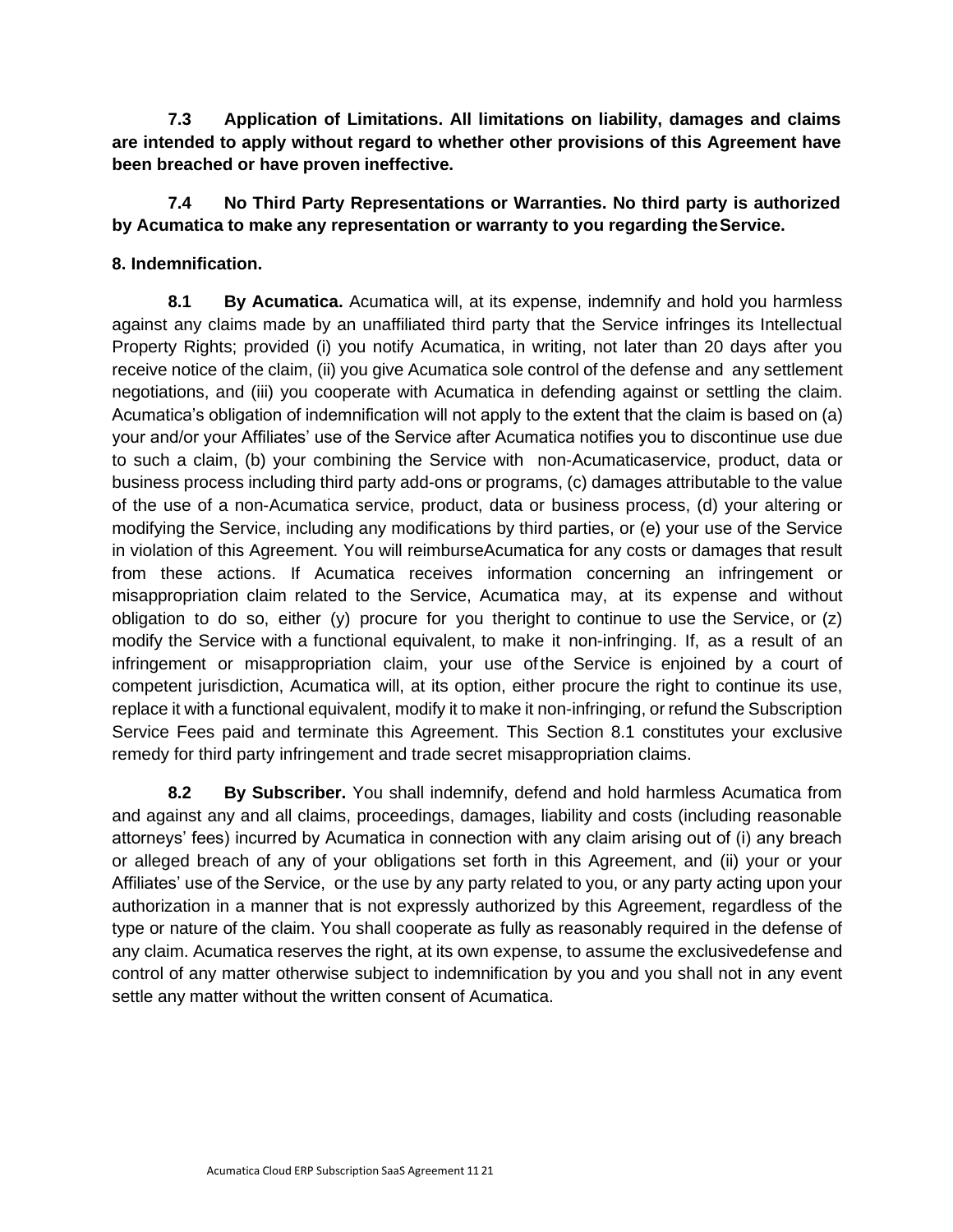**7.3 Application of Limitations. All limitations on liability, damages and claims are intended to apply without regard to whether other provisions of this Agreement have been breached or have proven ineffective.**

**7.4 No Third Party Representations or Warranties. No third party is authorized by Acumatica to make any representation or warranty to you regarding the Service.**

**8. Indemnification.**

**8.1 By Acumatica.** Acumatica will, at its expense, indemnify and hold you harmless against any claims made by an unaffiliated third party that the Service infringes its Intellectual Property Rights; provided (i) you notify Acumatica, in writing, not later than 20 days after you receive notice of the claim, (ii) you give Acumatica sole control of the defense and any settlement negotiations, and (iii) you cooperate with Acumatica in defending against or settling the claim. Acumatica's obligation of indemnification will not apply to the extent that the claim is based on (a) your and/or your Affiliates' use of the Service after Acumatica notifies you to discontinue use due to such a claim, (b) your combining the Service with non-Acumaticaservice, product, data or business process including third party add-ons or programs, (c) damages attributable to the value of the use of a non-Acumatica service, product, data or business process, (d) your altering or modifying the Service, including any modifications by third parties, or (e) your use of the Service in violation of this Agreement. You will reimburseAcumatica for any costs or damages that result from these actions. If Acumatica receives information concerning an infringement or misappropriation claim related to the Service, Acumatica may, at its expense and without obligation to do so, either (y) procure for you theright to continue to use the Service, or (z) modify the Service with a functional equivalent, to make it non-infringing. If, as a result of an infringement or misappropriation claim, your use ofthe Service is enjoined by a court of competent jurisdiction, Acumatica will, at its option, either procure the right to continue its use, replace it with a functional equivalent, modify it to make it non-infringing, or refund the Subscription Service Fees paid and terminate this Agreement. This Section 8.1 constitutes your exclusive remedy for third party infringement and trade secret misappropriation claims.

**8.2 By Subscriber.** You shall indemnify, defend and hold harmless Acumatica from and against any and all claims, proceedings, damages, liability and costs (including reasonable attorneys' fees) incurred by Acumatica in connection with any claim arising out of (i) any breach or alleged breach of any of your obligations set forth in this Agreement, and (ii) your or your Affiliates' use of the Service, or the use by any party related to you, or any party acting upon your authorization in a manner that is not expressly authorized by this Agreement, regardless of the type or nature of the claim. You shall cooperate as fully as reasonably required in the defense of any claim. Acumatica reserves the right, at its own expense, to assume the exclusivedefense and control of any matter otherwise subject to indemnification by you and you shall not in any event settle any matter without the written consent of Acumatica.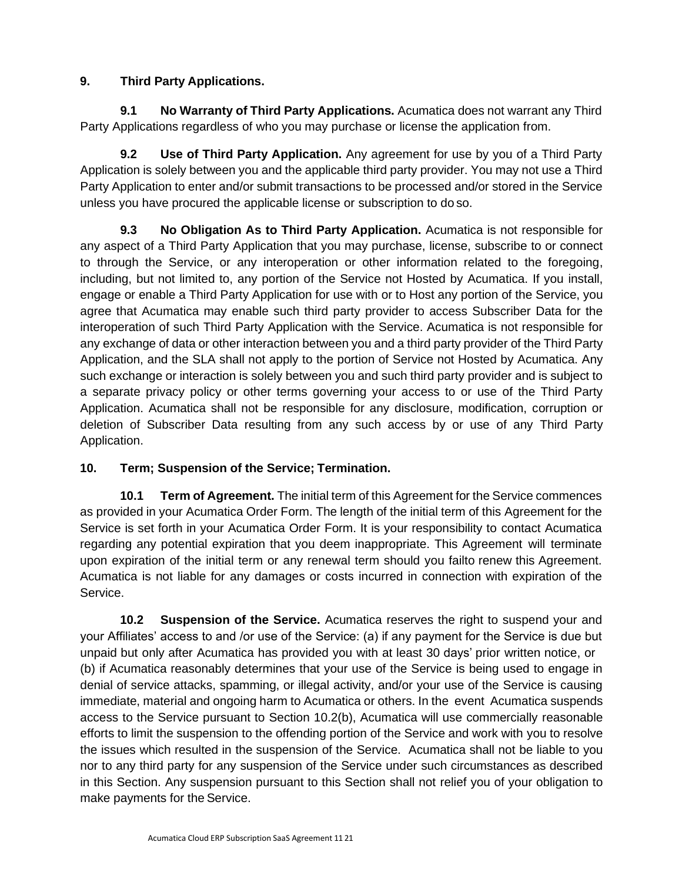**9. Third Party Applications.**

**9.1 No Warranty of Third Party Applications.** Acumatica does not warrant any Third Party Applications regardless of who you may purchase or license the application from.

**9.2 Use of Third Party Application.** Any agreement for use by you of a Third Party Application is solely between you and the applicable third party provider. You may not use a Third Party Application to enter and/or submit transactions to be processed and/or stored in the Service unless you have procured the applicable license or subscription to do so.

**9.3 No Obligation As to Third Party Application.** Acumatica is not responsible for any aspect of a Third Party Application that you may purchase, license, subscribe to or connect to through the Service, or any interoperation or other information related to the foregoing, including, but not limited to, any portion of the Service not Hosted by Acumatica. If you install, engage or enable a Third Party Application for use with or to Host any portion of the Service, you agree that Acumatica may enable such third party provider to access Subscriber Data for the interoperation of such Third Party Application with the Service. Acumatica is not responsible for any exchange of data or other interaction between you and a third party provider of the Third Party Application, and the SLA shall not apply to the portion of Service not Hosted by Acumatica. Any such exchange or interaction is solely between you and such third party provider and is subject to a separate privacy policy or other terms governing your access to or use of the Third Party Application. Acumatica shall not be responsible for any disclosure, modification, corruption or deletion of Subscriber Data resulting from any such access by or use of any Third Party Application.

**10. Term; Suspension of the Service; Termination.**

**10.1 Term of Agreement.** The initial term of this Agreement for the Service commences as provided in your Acumatica Order Form. The length of the initial term of this Agreement for the Service is set forth in your Acumatica Order Form. It is your responsibility to contact Acumatica regarding any potential expiration that you deem inappropriate. This Agreement will terminate upon expiration of the initial term or any renewal term should you failto renew this Agreement. Acumatica is not liable for any damages or costs incurred in connection with expiration of the Service.

**10.2 Suspension of the Service.** Acumatica reserves the right to suspend your and your Affiliates' access to and /or use of the Service: (a) if any payment for the Service is due but unpaid but only after Acumatica has provided you with at least 30 days' prior written notice, or (b) if Acumatica reasonably determines that your use of the Service is being used to engage in denial of service attacks, spamming, or illegal activity, and/or your use of the Service is causing immediate, material and ongoing harm to Acumatica or others. In the event Acumatica suspends access to the Service pursuant to Section 10.2(b), Acumatica will use commercially reasonable efforts to limit the suspension to the offending portion of the Service and work with you to resolve the issues which resulted in the suspension of the Service. Acumatica shall not be liable to you nor to any third party for any suspension of the Service under such circumstances as described in this Section. Any suspension pursuant to this Section shall not relief you of your obligation to make payments for the Service.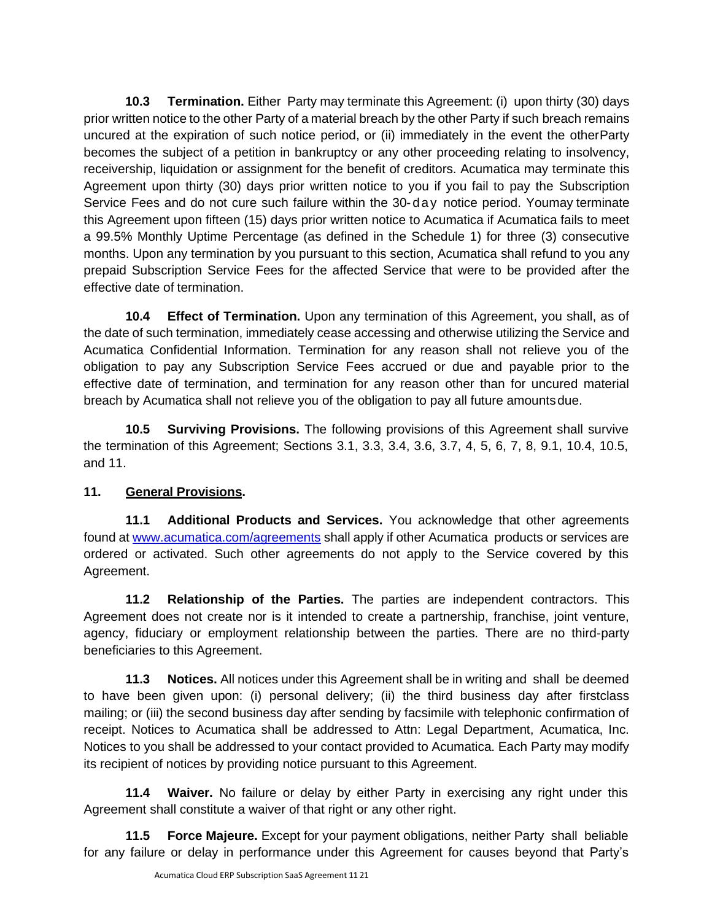**10.3 Termination.** Either Party may terminate this Agreement: (i) upon thirty (30) days prior written notice to the other Party of a material breach by the other Party if such breach remains uncured at the expiration of such notice period, or (ii) immediately in the event the otherParty becomes the subject of a petition in bankruptcy or any other proceeding relating to insolvency, receivership, liquidation or assignment for the benefit of creditors. Acumatica may terminate this Agreement upon thirty (30) days prior written notice to you if you fail to pay the Subscription Service Fees and do not cure such failure within the 30-day notice period. Youmay terminate this Agreement upon fifteen (15) days prior written notice to Acumatica if Acumatica fails to meet a 99.5% Monthly Uptime Percentage (as defined in the Schedule 1) for three (3) consecutive months. Upon any termination by you pursuant to this section, Acumatica shall refund to you any prepaid Subscription Service Fees for the affected Service that were to be provided after the effective date of termination.

**10.4 Effect of Termination.** Upon any termination of this Agreement, you shall, as of the date of such termination, immediately cease accessing and otherwise utilizing the Service and Acumatica Confidential Information. Termination for any reason shall not relieve you of the obligation to pay any Subscription Service Fees accrued or due and payable prior to the effective date of termination, and termination for any reason other than for uncured material breach by Acumatica shall not relieve you of the obligation to pay all future amountsdue.

**10.5 Surviving Provisions.** The following provisions of this Agreement shall survive the termination of this Agreement; Sections 3.1, 3.3, 3.4, 3.6, 3.7, 4, 5, 6, 7, 8, 9.1, 10.4, 10.5, and 11.

**11. <u>General Provisions</u>.**

**11.1 Additional Products and Services.** You acknowledge that other agreements found at [www.acumatica.com/agreements](http://www.acumatica.com/agreements) shall apply if other Acumatica products or services are ordered or activated. Such other agreements do not apply to the Service covered by this Agreement.

**11.2 Relationship of the Parties.** The parties are independent contractors. This Agreement does not create nor is it intended to create a partnership, franchise, joint venture, agency, fiduciary or employment relationship between the parties. There are no third-party beneficiaries to this Agreement.

**11.3 Notices.** All notices under this Agreement shall be in writing and shall be deemed to have been given upon: (i) personal delivery; (ii) the third business day after firstclass mailing; or (iii) the second business day after sending by facsimile with telephonic confirmation of receipt. Notices to Acumatica shall be addressed to Attn: Legal Department, Acumatica, Inc. Notices to you shall be addressed to your contact provided to Acumatica. Each Party may modify its recipient of notices by providing notice pursuant to this Agreement.

**11.4 Waiver.** No failure or delay by either Party in exercising any right under this Agreement shall constitute a waiver of that right or any other right.

**11.5 Force Majeure.** Except for your payment obligations, neither Party shall beliable for any failure or delay in performance under this Agreement for causes beyond that Party's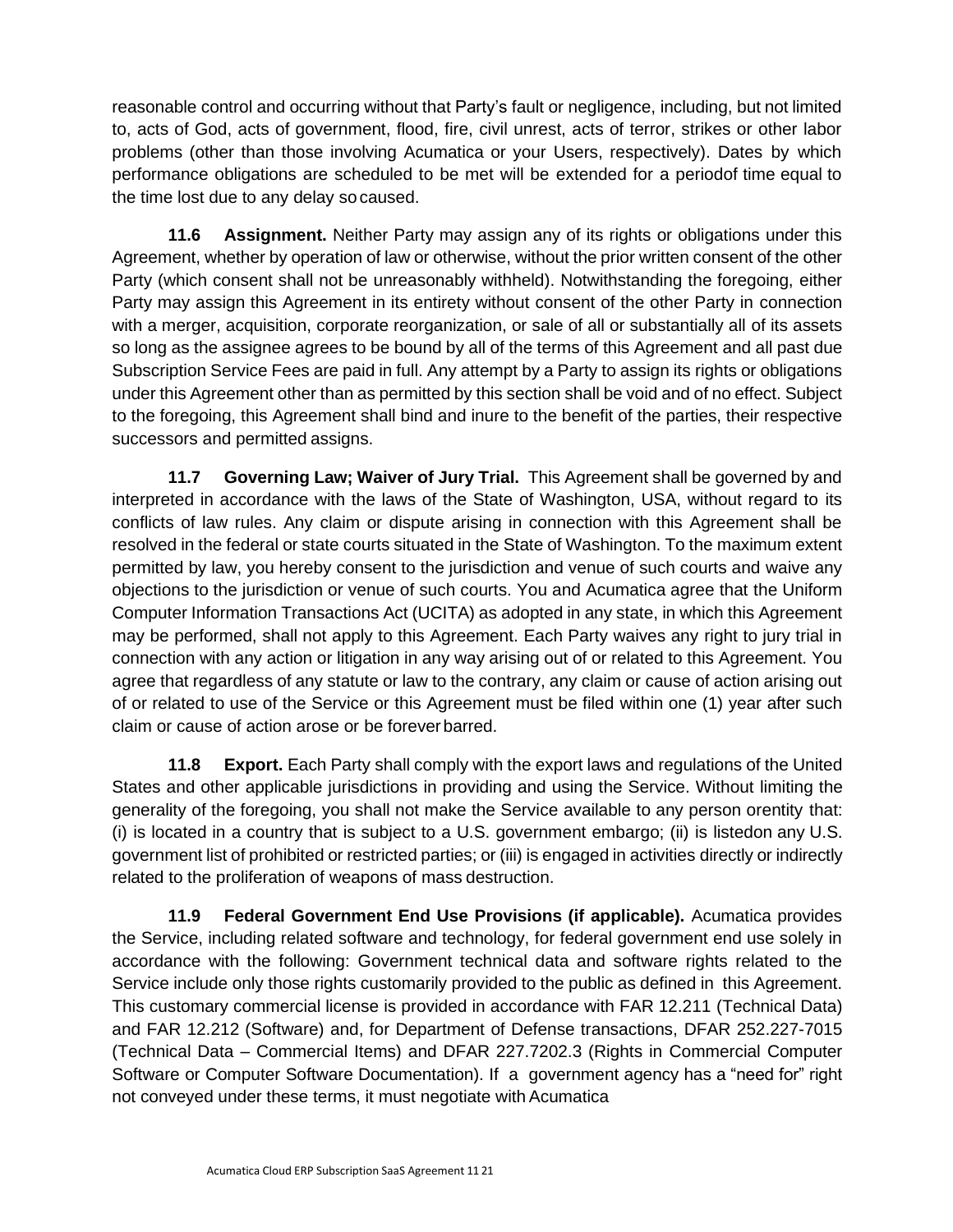reasonable control and occurring without that Party's fault or negligence, including, but not limited to, acts of God, acts of government, flood, fire, civil unrest, acts of terror, strikes or other labor problems (other than those involving Acumatica or your Users, respectively). Dates by which performance obligations are scheduled to be met will be extended for a periodof time equal to the time lost due to any delay so caused.

**11.6 Assignment.** Neither Party may assign any of its rights or obligations under this Agreement, whether by operation of law or otherwise, without the prior written consent of the other Party (which consent shall not be unreasonably withheld). Notwithstanding the foregoing, either Party may assign this Agreement in its entirety without consent of the other Party in connection with a merger, acquisition, corporate reorganization, or sale of all or substantially all of its assets so long as the assignee agrees to be bound by all of the terms of this Agreement and all past due Subscription Service Fees are paid in full. Any attempt by a Party to assign its rights or obligations under this Agreement other than as permitted by this section shall be void and of no effect. Subject to the foregoing, this Agreement shall bind and inure to the benefit of the parties, their respective successors and permitted assigns.

**11.7 Governing Law; Waiver of Jury Trial.** This Agreement shall be governed by and interpreted in accordance with the laws of the State of Washington, USA, without regard to its conflicts of law rules. Any claim or dispute arising in connection with this Agreement shall be resolved in the federal or state courts situated in the State of Washington. To the maximum extent permitted by law, you hereby consent to the jurisdiction and venue of such courts and waive any objections to the jurisdiction or venue of such courts. You and Acumatica agree that the Uniform Computer Information Transactions Act (UCITA) as adopted in any state, in which this Agreement may be performed, shall not apply to this Agreement. Each Party waives any right to jury trial in connection with any action or litigation in any way arising out of or related to this Agreement. You agree that regardless of any statute or law to the contrary, any claim or cause of action arising out of or related to use of the Service or this Agreement must be filed within one (1) year after such claim or cause of action arose or be forever barred.

**11.8 Export.** Each Party shall comply with the export laws and regulations of the United States and other applicable jurisdictions in providing and using the Service. Without limiting the generality of the foregoing, you shall not make the Service available to any person orentity that: (i) is located in a country that is subject to a U.S. government embargo; (ii) is listedon any U.S. government list of prohibited or restricted parties; or (iii) is engaged in activities directly or indirectly related to the proliferation of weapons of mass destruction.

**11.9 Federal Government End Use Provisions (if applicable).** Acumatica provides the Service, including related software and technology, for federal government end use solely in accordance with the following: Government technical data and software rights related to the Service include only those rights customarily provided to the public as defined in this Agreement. This customary commercial license is provided in accordance with FAR 12.211 (Technical Data) and FAR 12.212 (Software) and, for Department of Defense transactions, DFAR 252.227-7015 (Technical Data – Commercial Items) and DFAR 227.7202.3 (Rights in Commercial Computer Software or Computer Software Documentation). If a government agency has a "need for" right not conveyed under these terms, it must negotiate with Acumatica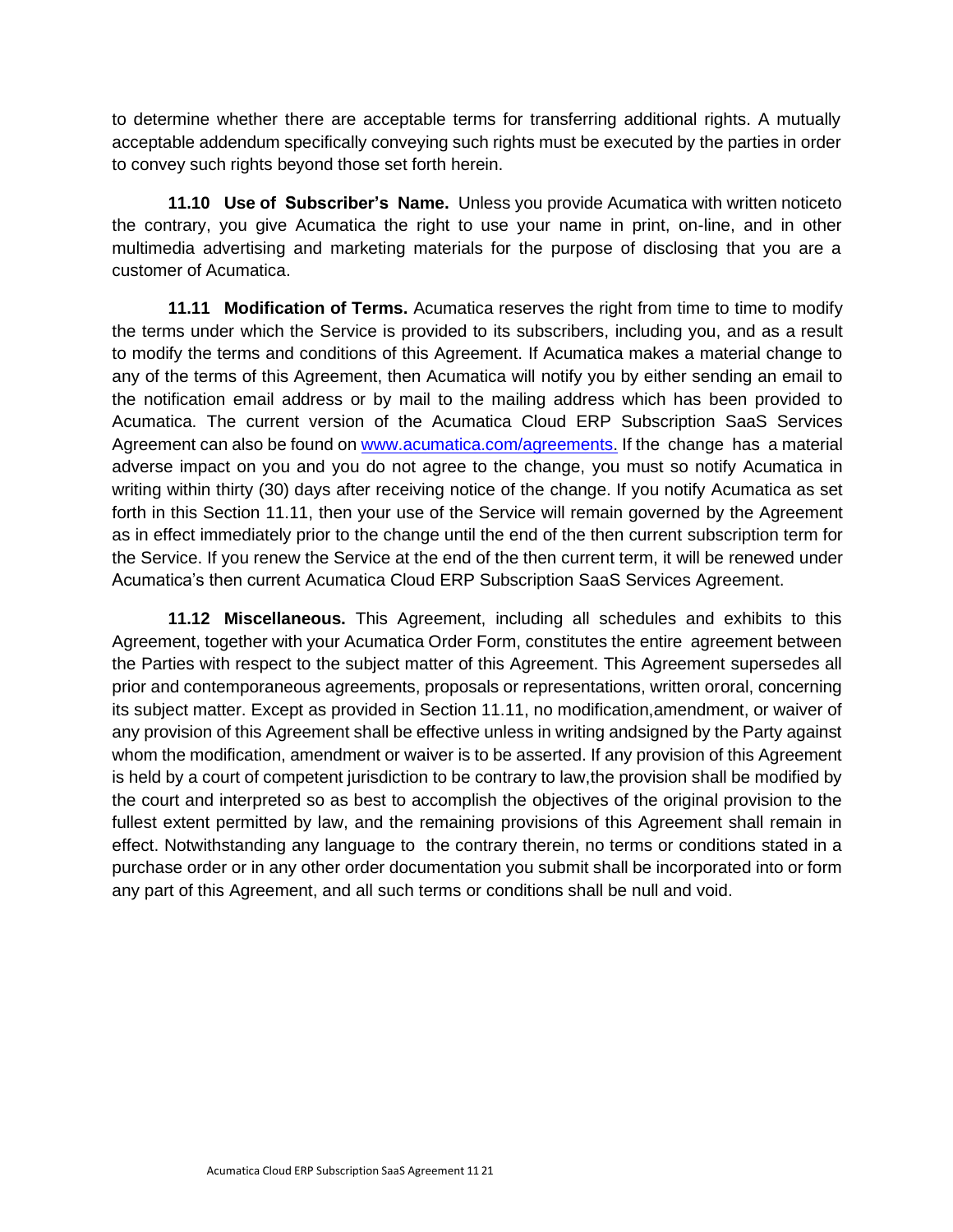to determine whether there are acceptable terms for transferring additional rights. A mutually acceptable addendum specifically conveying such rights must be executed by the parties in order to convey such rights beyond those set forth herein.

**11.10 Use of Subscriber's Name.** Unless you provide Acumatica with written noticeto the contrary, you give Acumatica the right to use your name in print, on-line, and in other multimedia advertising and marketing materials for the purpose of disclosing that you are a customer of Acumatica.

**11.11 Modification of Terms.** Acumatica reserves the right from time to time to modify the terms under which the Service is provided to its subscribers, including you, and as a result to modify the terms and conditions of this Agreement. If Acumatica makes a material change to any of the terms of this Agreement, then Acumatica will notify you by either sending an email to the notification email address or by mail to the mailing address which has been provided to Acumatica. The current version of the Acumatica Cloud ERP Subscription SaaS Services Agreement can also be found on [www.acumatica.com/agreements.](www.acumatica.com/agreements) If the change has a material adverse impact on you and you do not agree to the change, you must so notify Acumatica in writing within thirty (30) days after receiving notice of the change. If you notify Acumatica as set forth in this Section 11.11, then your use of the Service will remain governed by the Agreement as in effect immediately prior to the change until the end of the then current subscription term for the Service. If you renew the Service at the end of the then current term, it will be renewed under Acumatica's then current Acumatica Cloud ERP Subscription SaaS Services Agreement.

**11.12 Miscellaneous.** This Agreement, including all schedules and exhibits to this Agreement, together with your Acumatica Order Form, constitutes the entire agreement between the Parties with respect to the subject matter of this Agreement. This Agreement supersedes all prior and contemporaneous agreements, proposals or representations, written ororal, concerning its subject matter. Except as provided in Section 11.11, no modification,amendment, or waiver of any provision of this Agreement shall be effective unless in writing andsigned by the Party against whom the modification, amendment or waiver is to be asserted. If any provision of this Agreement is held by a court of competent jurisdiction to be contrary to law,the provision shall be modified by the court and interpreted so as best to accomplish the objectives of the original provision to the fullest extent permitted by law, and the remaining provisions of this Agreement shall remain in effect. Notwithstanding any language to the contrary therein, no terms or conditions stated in a purchase order or in any other order documentation you submit shall be incorporated into or form any part of this Agreement, and all such terms or conditions shall be null and void.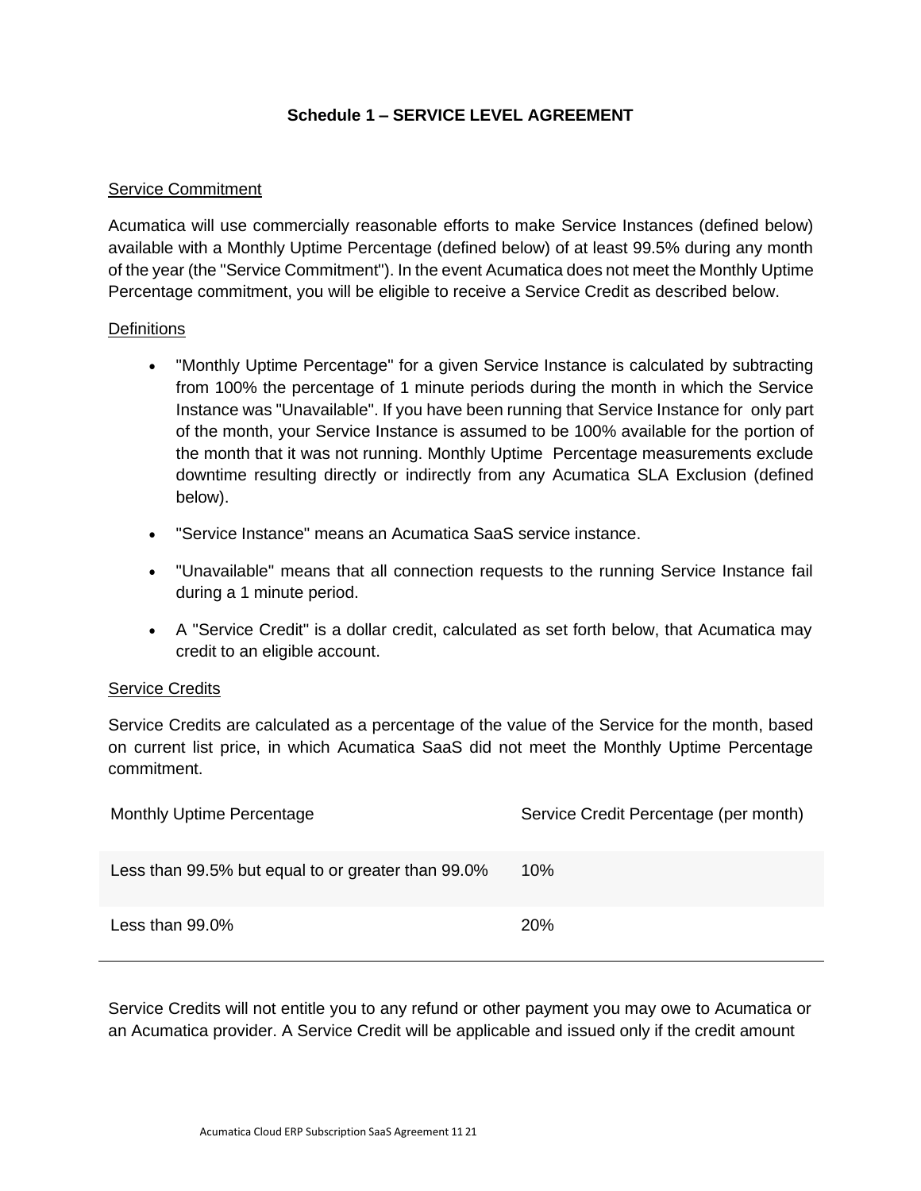## Schedule 1 – SERVICE LEVEL AGREEMENT

Service Commitment

Acumatica will use commercially reasonable efforts to make Service Instances (defined below) available with a Monthly Uptime Percentage (defined below) of at least 99.5% during any month of the year (the "Service Commitment"). In the event Acumatica does not meet the Monthly Uptime Percentage commitment, you will be eligible to receive a Service Credit as described below.

Definitions

- "Monthly Uptime Percentage" for a given Service Instance is calculated by subtracting from 100% the percentage of 1 minute periods during the month in which the Service Instance was "Unavailable". If you have been running that Service Instance for only part of the month, your Service Instance is assumed to be 100% available for the portion of the month that it was not running. Monthly Uptime Percentage measurements exclude downtime resulting directly or indirectly from any Acumatica SLA Exclusion (defined below).
- "Service Instance" means an Acumatica SaaS service instance.
- "Unavailable" means that all connection requests to the running Service Instance fail during a 1 minute period.
- A "Service Credit" is a dollar credit, calculated as set forth below, that Acumatica may credit to an eligible account.

Service Credits

Service Credits are calculated as a percentage of the value of the Service for the month, based on current list price, in which Acumatica SaaS did not meet the Monthly Uptime Percentage commitment.

| Monthly Uptime Percentage | Service Credit Percentage (per month) |
|---|---|
| Less than 99.5% but equal to or greater than 99.0% | 10% |
| Less than 99.0% | 20% |

Service Credits will not entitle you to any refund or other payment you may owe to Acumatica or an Acumatica provider. A Service Credit will be applicable and issued only if the credit amount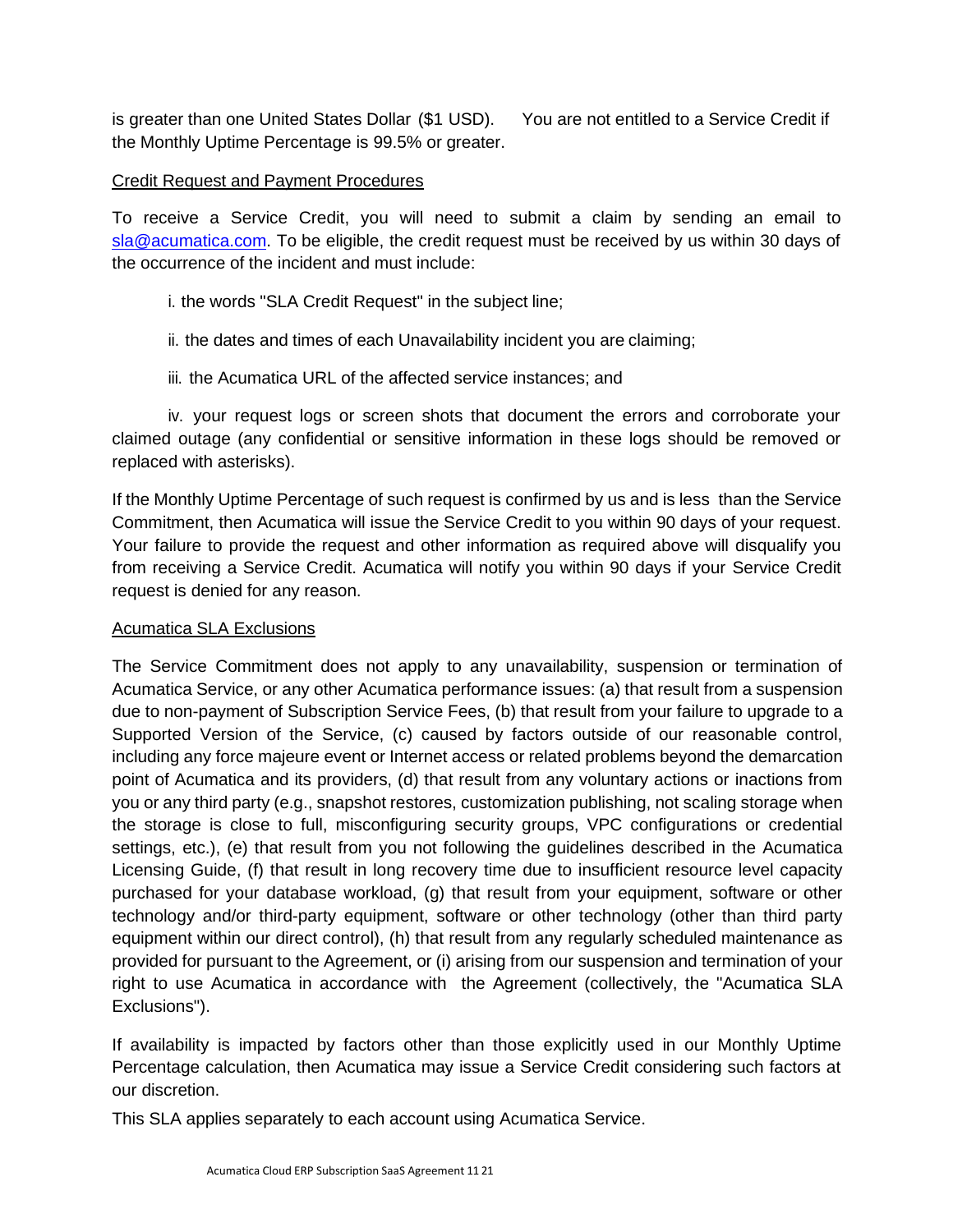is greater than one United States Dollar ($1 USD). You are not entitled to a Service Credit if the Monthly Uptime Percentage is 99.5% or greater.

Credit Request and Payment Procedures

To receive a Service Credit, you will need to submit a claim by sending an email to sla@acumatica.com. To be eligible, the credit request must be received by us within 30 days of the occurrence of the incident and must include:

i. the words "SLA Credit Request" in the subject line;

ii. the dates and times of each Unavailability incident you are claiming;

iii. the Acumatica URL of the affected service instances; and

iv. your request logs or screen shots that document the errors and corroborate your claimed outage (any confidential or sensitive information in these logs should be removed or replaced with asterisks).

If the Monthly Uptime Percentage of such request is confirmed by us and is less than the Service Commitment, then Acumatica will issue the Service Credit to you within 90 days of your request. Your failure to provide the request and other information as required above will disqualify you from receiving a Service Credit. Acumatica will notify you within 90 days if your Service Credit request is denied for any reason.

Acumatica SLA Exclusions

The Service Commitment does not apply to any unavailability, suspension or termination of Acumatica Service, or any other Acumatica performance issues: (a) that result from a suspension due to non-payment of Subscription Service Fees, (b) that result from your failure to upgrade to a Supported Version of the Service, (c) caused by factors outside of our reasonable control, including any force majeure event or Internet access or related problems beyond the demarcation point of Acumatica and its providers, (d) that result from any voluntary actions or inactions from you or any third party (e.g., snapshot restores, customization publishing, not scaling storage when the storage is close to full, misconfiguring security groups, VPC configurations or credential settings, etc.), (e) that result from you not following the guidelines described in the Acumatica Licensing Guide, (f) that result in long recovery time due to insufficient resource level capacity purchased for your database workload, (g) that result from your equipment, software or other technology and/or third-party equipment, software or other technology (other than third party equipment within our direct control), (h) that result from any regularly scheduled maintenance as provided for pursuant to the Agreement, or (i) arising from our suspension and termination of your right to use Acumatica in accordance with the Agreement (collectively, the "Acumatica SLA Exclusions").

If availability is impacted by factors other than those explicitly used in our Monthly Uptime Percentage calculation, then Acumatica may issue a Service Credit considering such factors at our discretion.

This SLA applies separately to each account using Acumatica Service.